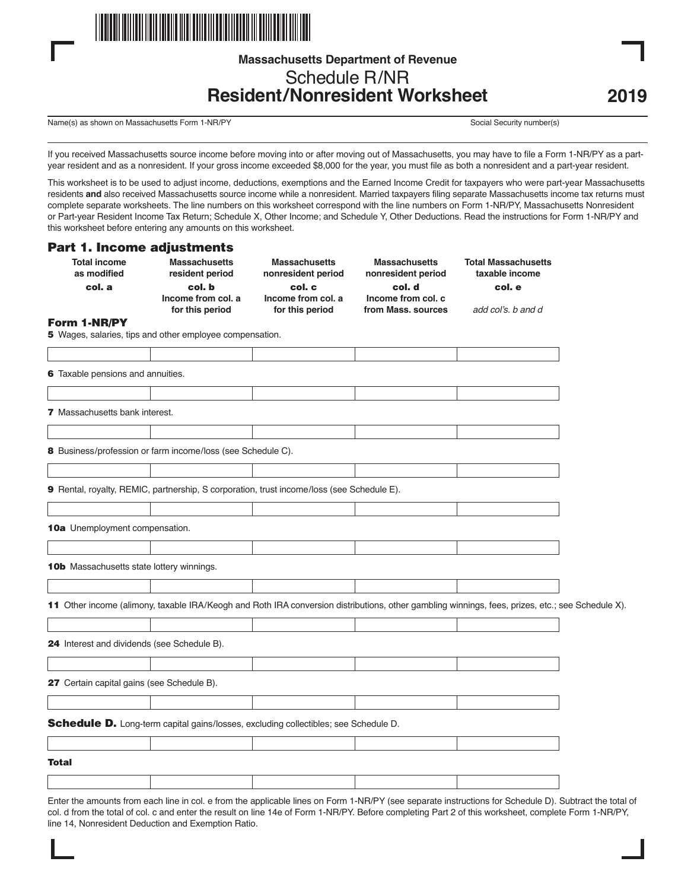Massachusetts Department of Revenue

# Schedule R/NR
# Resident/Nonresident Worksheet

**2019**

Name(s) as shown on Massachusetts Form 1-NR/PY | Social Security number(s)

If you received Massachusetts source income before moving into or after moving out of Massachusetts, you may have to file a Form 1-NR/PY as a part-year resident and as a nonresident. If your gross income exceeded $8,000 for the year, you must file as both a nonresident and a part-year resident.

This worksheet is to be used to adjust income, deductions, exemptions and the Earned Income Credit for taxpayers who were part-year Massachusetts residents **and** also received Massachusetts source income while a nonresident. Married taxpayers filing separate Massachusetts income tax returns must complete separate worksheets. The line numbers on this worksheet correspond with the line numbers on Form 1-NR/PY, Massachusetts Nonresident or Part-year Resident Income Tax Return; Schedule X, Other Income; and Schedule Y, Other Deductions. Read the instructions for Form 1-NR/PY and this worksheet before entering any amounts on this worksheet.

## Part 1. Income adjustments

| Form 1-NR/PY | Total income as modified **col. a** | Massachusetts resident period **col. b** Income from col. a for this period | Massachusetts nonresident period **col. c** Income from col. a for this period | Massachusetts nonresident period **col. d** Income from col. c from Mass. sources | Total Massachusetts taxable income **col. e** *add col's. b and d* |
|---|---|---|---|---|---|
| **5** Wages, salaries, tips and other employee compensation. | | | | | |
| **6** Taxable pensions and annuities. | | | | | |
| **7** Massachusetts bank interest. | | | | | |
| **8** Business/profession or farm income/loss (see Schedule C). | | | | | |
| **9** Rental, royalty, REMIC, partnership, S corporation, trust income/loss (see Schedule E). | | | | | |
| **10a** Unemployment compensation. | | | | | |
| **10b** Massachusetts state lottery winnings. | | | | | |
| **11** Other income (alimony, taxable IRA/Keogh and Roth IRA conversion distributions, other gambling winnings, fees, prizes, etc.; see Schedule X). | | | | | |
| **24** Interest and dividends (see Schedule B). | | | | | |
| **27** Certain capital gains (see Schedule B). | | | | | |
| **Schedule D.** Long-term capital gains/losses, excluding collectibles; see Schedule D. | | | | | |
| **Total** | | | | | |

Enter the amounts from each line in col. e from the applicable lines on Form 1-NR/PY (see separate instructions for Schedule D). Subtract the total of col. d from the total of col. c and enter the result on line 14e of Form 1-NR/PY. Before completing Part 2 of this worksheet, complete Form 1-NR/PY, line 14, Nonresident Deduction and Exemption Ratio.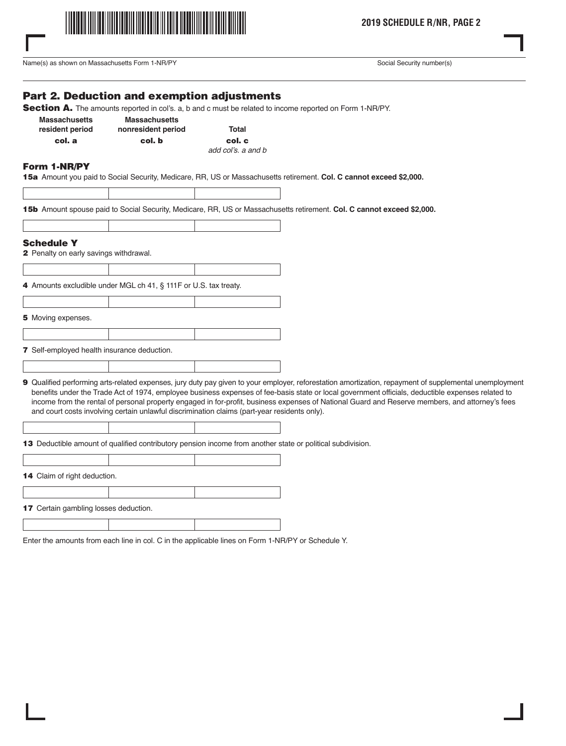Name(s) as shown on Massachusetts Form 1-NR/PY

Social Security number(s)

## Part 2. Deduction and exemption adjustments

**Section A.** The amounts reported in col's. a, b and c must be related to income reported on Form 1-NR/PY.

| | Massachusetts resident period col. a | Massachusetts nonresident period col. b | Total col. c *add col's. a and b* |
|---|---|---|---|
| **Form 1-NR/PY** | | | |
| **15a** Amount you paid to Social Security, Medicare, RR, US or Massachusetts retirement. **Col. C cannot exceed $2,000.** | | | |
| **15b** Amount spouse paid to Social Security, Medicare, RR, US or Massachusetts retirement. **Col. C cannot exceed $2,000.** | | | |
| **Schedule Y** | | | |
| **2** Penalty on early savings withdrawal. | | | |
| **4** Amounts excludible under MGL ch 41, § 111F or U.S. tax treaty. | | | |
| **5** Moving expenses. | | | |
| **7** Self-employed health insurance deduction. | | | |
| **9** Qualified performing arts-related expenses, jury duty pay given to your employer, reforestation amortization, repayment of supplemental unemployment benefits under the Trade Act of 1974, employee business expenses of fee-basis state or local government officials, deductible expenses related to income from the rental of personal property engaged in for-profit, business expenses of National Guard and Reserve members, and attorney's fees and court costs involving certain unlawful discrimination claims (part-year residents only). | | | |
| **13** Deductible amount of qualified contributory pension income from another state or political subdivision. | | | |
| **14** Claim of right deduction. | | | |
| **17** Certain gambling losses deduction. | | | |

Enter the amounts from each line in col. C in the applicable lines on Form 1-NR/PY or Schedule Y.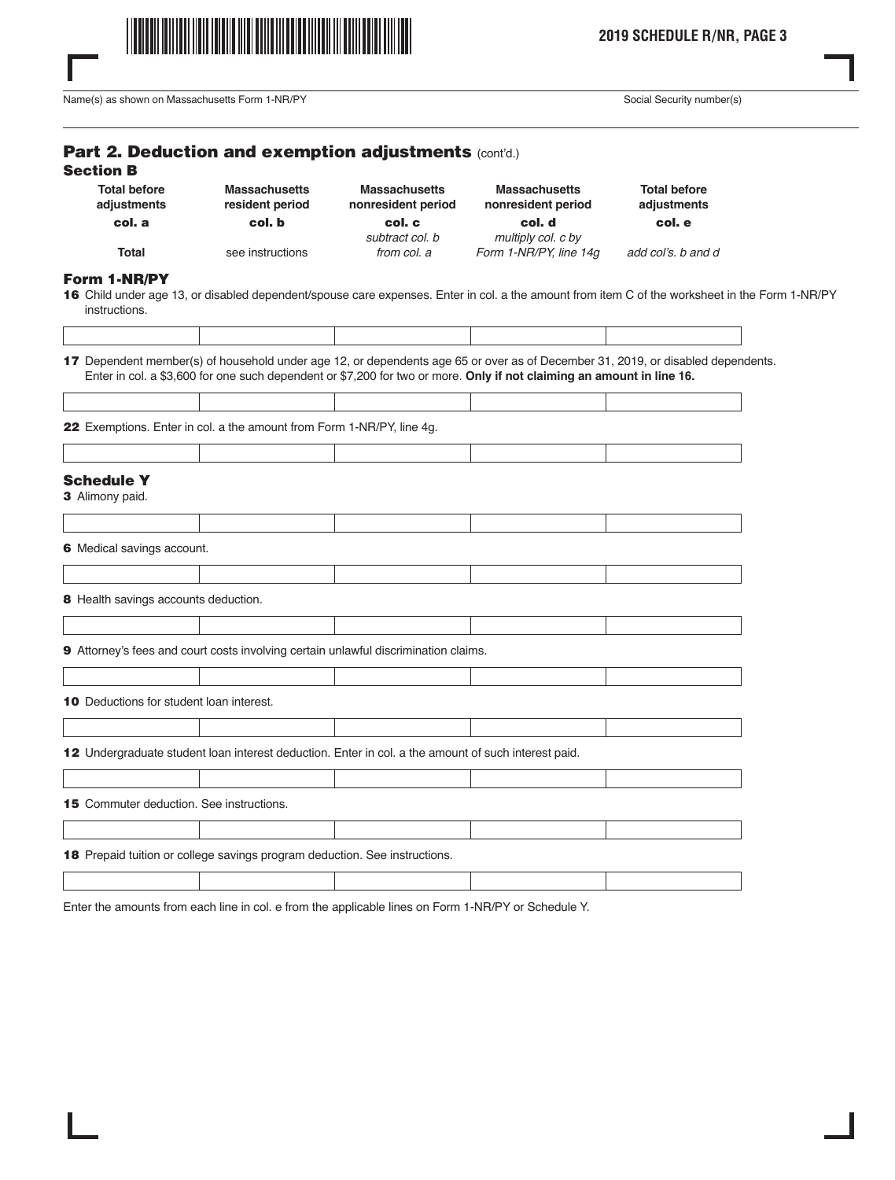Name(s) as shown on Massachusetts Form 1-NR/PY

Social Security number(s)

## Part 2. Deduction and exemption adjustments (cont'd.)

### Section B

| Total before adjustments<br>col. a<br>Total | Massachusetts resident period<br>col. b<br>see instructions | Massachusetts nonresident period<br>col. c<br>*subtract col. b from col. a* | Massachusetts nonresident period<br>col. d<br>*multiply col. c by Form 1-NR/PY, line 14g* | Total before adjustments<br>col. e<br>*add col's. b and d* |
|---|---|---|---|---|

### Form 1-NR/PY

**16** Child under age 13, or disabled dependent/spouse care expenses. Enter in col. a the amount from item C of the worksheet in the Form 1-NR/PY instructions.

| | | | | |
|---|---|---|---|---|
| | | | | |

**17** Dependent member(s) of household under age 12, or dependents age 65 or over as of December 31, 2019, or disabled dependents. Enter in col. a $3,600 for one such dependent or $7,200 for two or more. **Only if not claiming an amount in line 16.**

| | | | | |
|---|---|---|---|---|
| | | | | |

**22** Exemptions. Enter in col. a the amount from Form 1-NR/PY, line 4g.

| | | | | |
|---|---|---|---|---|
| | | | | |

### Schedule Y

**3** Alimony paid.

| | | | | |
|---|---|---|---|---|
| | | | | |

**6** Medical savings account.

| | | | | |
|---|---|---|---|---|
| | | | | |

**8** Health savings accounts deduction.

| | | | | |
|---|---|---|---|---|
| | | | | |

**9** Attorney's fees and court costs involving certain unlawful discrimination claims.

| | | | | |
|---|---|---|---|---|
| | | | | |

**10** Deductions for student loan interest.

| | | | | |
|---|---|---|---|---|
| | | | | |

**12** Undergraduate student loan interest deduction. Enter in col. a the amount of such interest paid.

| | | | | |
|---|---|---|---|---|
| | | | | |

**15** Commuter deduction. See instructions.

| | | | | |
|---|---|---|---|---|
| | | | | |

**18** Prepaid tuition or college savings program deduction. See instructions.

| | | | | |
|---|---|---|---|---|
| | | | | |

Enter the amounts from each line in col. e from the applicable lines on Form 1-NR/PY or Schedule Y.